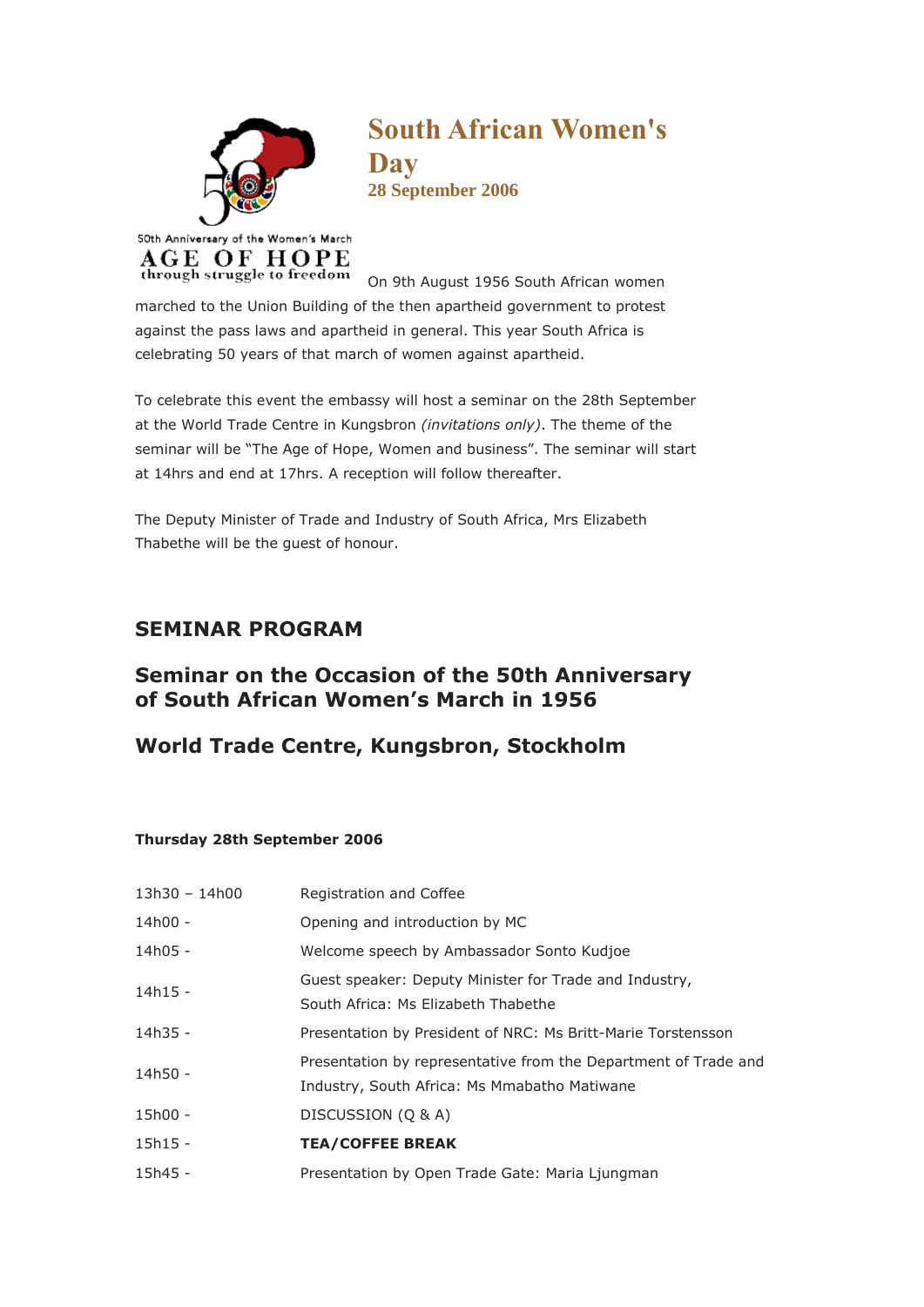50th Anniversary of the Women's March

AGE OF HOPE

through struggle to freedom

# South African Women's Day

**28 September 2006**

On 9th August 1956 South African women marched to the Union Building of the then apartheid government to protest against the pass laws and apartheid in general. This year South Africa is celebrating 50 years of that march of women against apartheid.

To celebrate this event the embassy will host a seminar on the 28th September at the World Trade Centre in Kungsbron *(invitations only)*. The theme of the seminar will be "The Age of Hope, Women and business". The seminar will start at 14hrs and end at 17hrs. A reception will follow thereafter.

The Deputy Minister of Trade and Industry of South Africa, Mrs Elizabeth Thabethe will be the guest of honour.

## SEMINAR PROGRAM

## Seminar on the Occasion of the 50th Anniversary of South African Women's March in 1956

## World Trade Centre, Kungsbron, Stockholm

**Thursday 28th September 2006**

| | |
|---|---|
| 13h30 – 14h00 | Registration and Coffee |
| 14h00 - | Opening and introduction by MC |
| 14h05 - | Welcome speech by Ambassador Sonto Kudjoe |
| 14h15 - | Guest speaker: Deputy Minister for Trade and Industry, South Africa: Ms Elizabeth Thabethe |
| 14h35 - | Presentation by President of NRC: Ms Britt-Marie Torstensson |
| 14h50 - | Presentation by representative from the Department of Trade and Industry, South Africa: Ms Mmabatho Matiwane |
| 15h00 - | DISCUSSION (Q & A) |
| 15h15 - | **TEA/COFFEE BREAK** |
| 15h45 - | Presentation by Open Trade Gate: Maria Ljungman |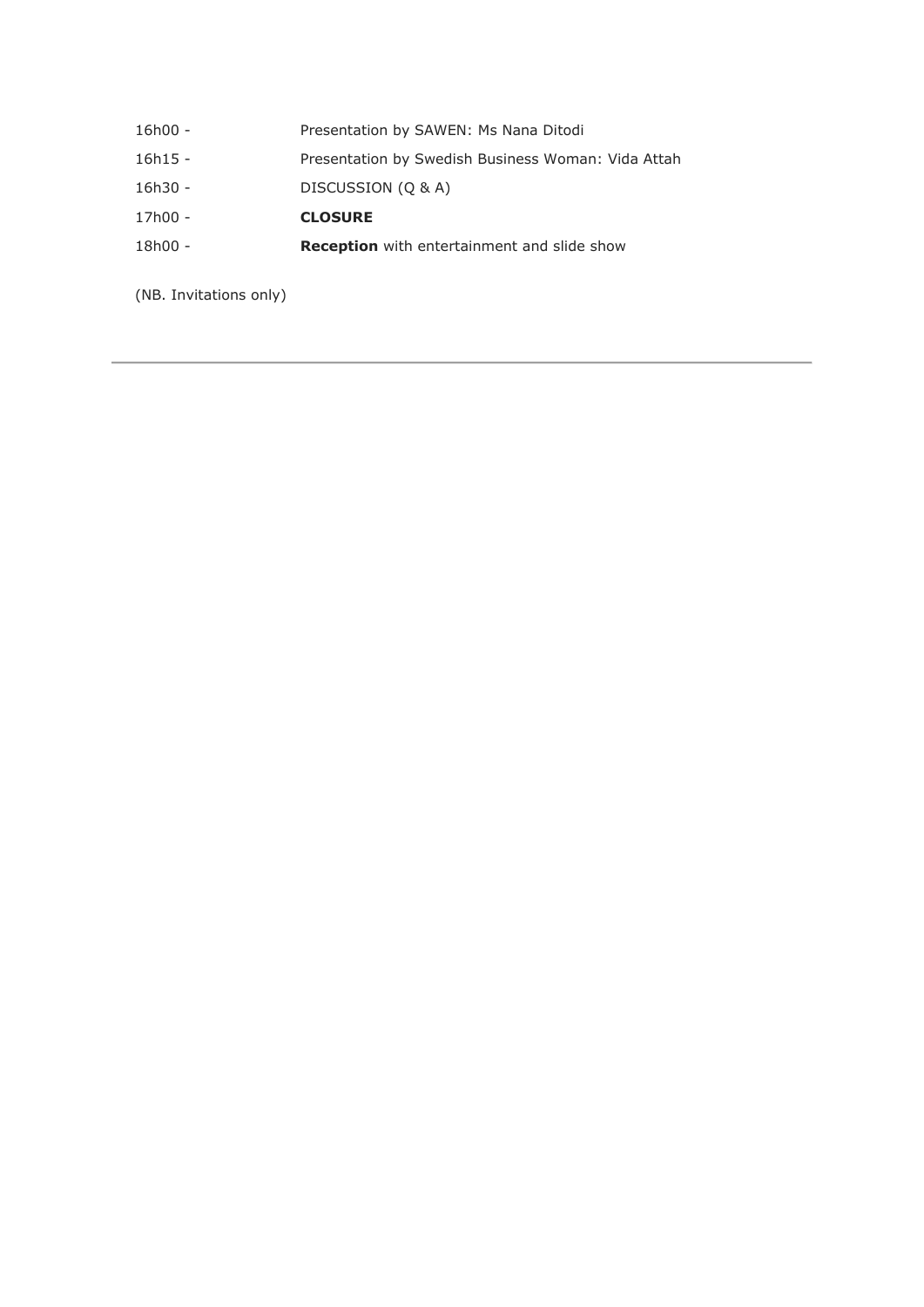| | |
|---|---|
| 16h00 - | Presentation by SAWEN: Ms Nana Ditodi |
| 16h15 - | Presentation by Swedish Business Woman: Vida Attah |
| 16h30 - | DISCUSSION (Q & A) |
| 17h00 - | **CLOSURE** |
| 18h00 - | **Reception** with entertainment and slide show |

(NB. Invitations only)

---